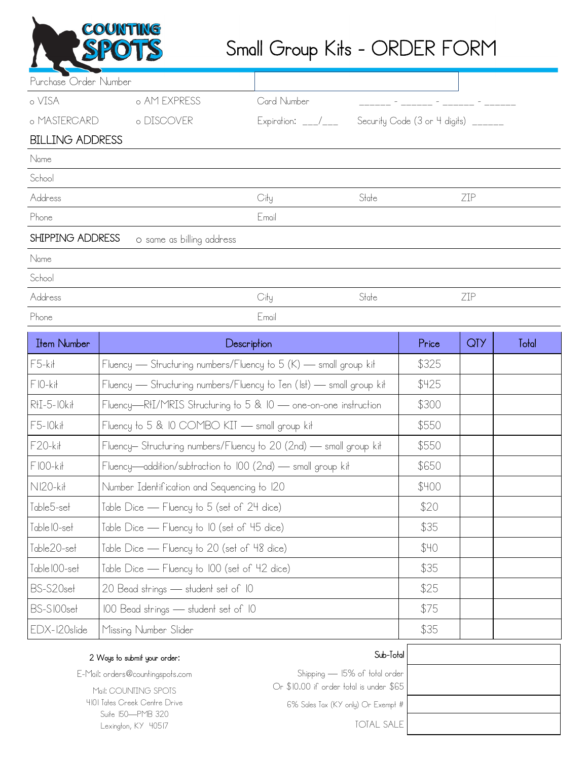COUNTING SPOTS

# Small Group Kits - ORDER FORM

Purchase Order Number

o VISA o AM EXPRESS Card Number ______ - ______ - ______ - ______

o MASTERCARD o DISCOVER Expiration: ___/___ Security Code (3 or 4 digits) ______

## BILLING ADDRESS

Name

School

Address City State ZIP

Phone Email

## SHIPPING ADDRESS

o same as billing address

Name

School

Address City State ZIP

Phone Email

| Item Number | Description | Price | QTY | Total |
|---|---|---|---|---|
| F5-kit | Fluency — Structuring numbers/Fluency to 5 (K) — small group kit | $325 | | |
| F10-kit | Fluency — Structuring numbers/Fluency to Ten (1st) — small group kit | $425 | | |
| RtI-5-10kit | Fluency—RtI/MRIS Structuring to 5 & 10 — one-on-one instruction | $300 | | |
| F5-10kit | Fluency to 5 & 10 COMBO KIT — small group kit | $550 | | |
| F20-kit | Fluency— Structuring numbers/Fluency to 20 (2nd) — small group kit | $550 | | |
| F100-kit | Fluency—addition/subtraction to 100 (2nd) — small group kit | $650 | | |
| NI20-kit | Number Identification and Sequencing to 120 | $400 | | |
| Table5-set | Table Dice — Fluency to 5 (set of 24 dice) | $20 | | |
| Table10-set | Table Dice — Fluency to 10 (set of 45 dice) | $35 | | |
| Table20-set | Table Dice — Fluency to 20 (set of 48 dice) | $40 | | |
| Table100-set | Table Dice — Fluency to 100 (set of 42 dice) | $35 | | |
| BS-S20set | 20 Bead strings — student set of 10 | $25 | | |
| BS-S100set | 100 Bead strings — student set of 10 | $75 | | |
| EDX-120slide | Missing Number Slider | $35 | | |

**2 Ways to submit your order:**

E-Mail: orders@countingspots.com

Mail: COUNTING SPOTS
4101 Tates Creek Centre Drive
Suite 150—PMB 320
Lexington, KY 40517

| | |
|---|---|
| Sub-Total | |
| Shipping — 15% of total order Or $10.00 if order total is under $65 | |
| 6% Sales Tax (KY only) Or Exempt # | |
| TOTAL SALE | |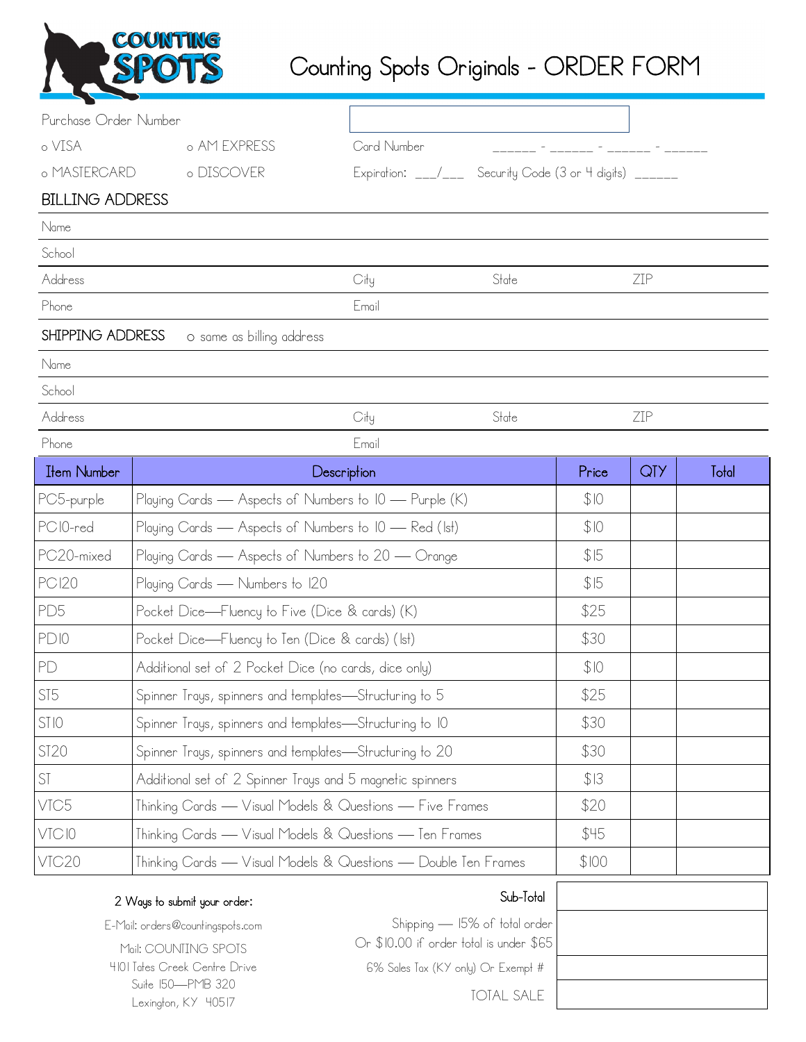COUNTING SPOTS

# Counting Spots Originals - ORDER FORM

Purchase Order Number

o VISA o AM EXPRESS Card Number ______ - ______ - ______ - ______

o MASTERCARD o DISCOVER Expiration: ___/___ Security Code (3 or 4 digits) ______

## BILLING ADDRESS

Name

School

Address City State ZIP

Phone Email

## SHIPPING ADDRESS o same as billing address

Name

School

Address City State ZIP

Phone Email

| Item Number | Description | Price | QTY | Total |
|---|---|---|---|---|
| PC5-purple | Playing Cards — Aspects of Numbers to 10 — Purple (K) | $10 | | |
| PC10-red | Playing Cards — Aspects of Numbers to 10 — Red (1st) | $10 | | |
| PC20-mixed | Playing Cards — Aspects of Numbers to 20 — Orange | $15 | | |
| PC120 | Playing Cards — Numbers to 120 | $15 | | |
| PD5 | Pocket Dice—Fluency to Five (Dice & cards) (K) | $25 | | |
| PD10 | Pocket Dice—Fluency to Ten (Dice & cards) (1st) | $30 | | |
| PD | Additional set of 2 Pocket Dice (no cards, dice only) | $10 | | |
| ST5 | Spinner Trays, spinners and templates—Structuring to 5 | $25 | | |
| ST10 | Spinner Trays, spinners and templates—Structuring to 10 | $30 | | |
| ST20 | Spinner Trays, spinners and templates—Structuring to 20 | $30 | | |
| ST | Additional set of 2 Spinner Trays and 5 magnetic spinners | $13 | | |
| VTC5 | Thinking Cards — Visual Models & Questions — Five Frames | $20 | | |
| VTC10 | Thinking Cards — Visual Models & Questions — Ten Frames | $45 | | |
| VTC20 | Thinking Cards — Visual Models & Questions — Double Ten Frames | $100 | | |

| | |
|---|---|
| Sub-Total | |
| Shipping — 15% of total order Or $10.00 if order total is under $65 | |
| 6% Sales Tax (KY only) Or Exempt # | |
| TOTAL SALE | |

2 Ways to submit your order:

E-Mail: orders@countingspots.com

Mail: COUNTING SPOTS
4101 Tates Creek Centre Drive
Suite 150—PMB 320
Lexington, KY 40517